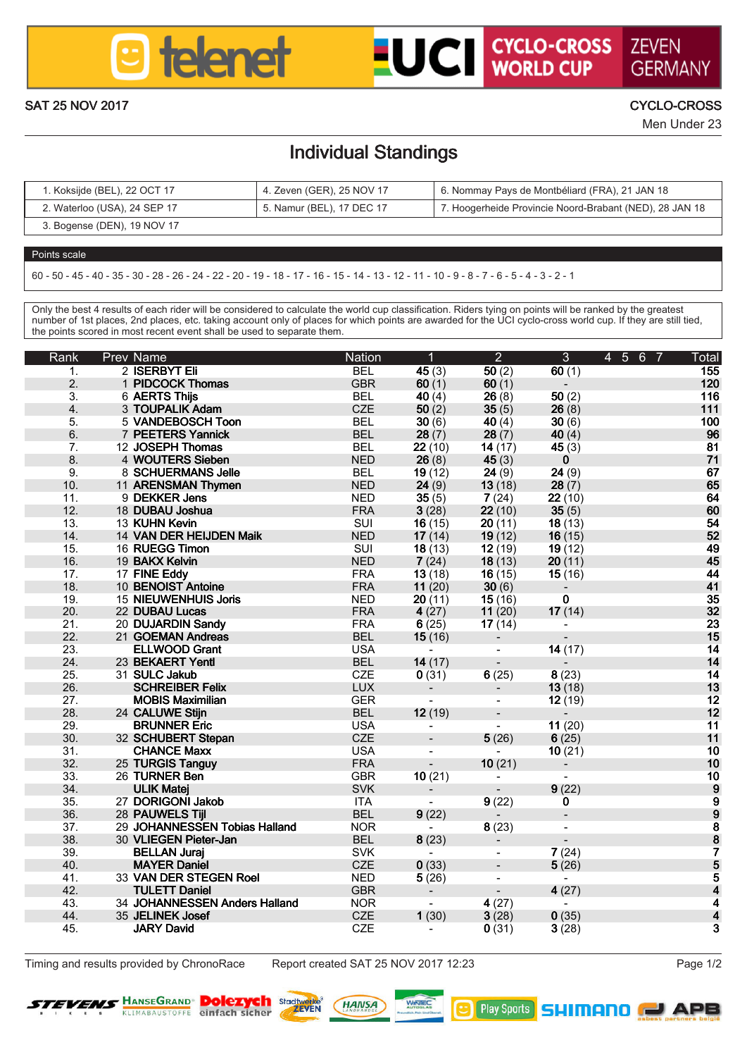telenet | UCI CYCLO-CROSS WORLD CUP | ZEVEN GERMANY

SAT 25 NOV 2017

CYCLO-CROSS
Men Under 23

# Individual Standings

| 1. Koksijde (BEL), 22 OCT 17 | 4. Zeven (GER), 25 NOV 17 | 6. Nommay Pays de Montbéliard (FRA), 21 JAN 18 |
|---|---|---|
| 2. Waterloo (USA), 24 SEP 17 | 5. Namur (BEL), 17 DEC 17 | 7. Hoogerheide Provincie Noord-Brabant (NED), 28 JAN 18 |
| 3. Bogense (DEN), 19 NOV 17 | | |

**Points scale**

60 - 50 - 45 - 40 - 35 - 30 - 28 - 26 - 24 - 22 - 20 - 19 - 18 - 17 - 16 - 15 - 14 - 13 - 12 - 11 - 10 - 9 - 8 - 7 - 6 - 5 - 4 - 3 - 2 - 1

Only the best 4 results of each rider will be considered to calculate the world cup classification. Riders tying on points will be ranked by the greatest number of 1st places, 2nd places, etc. taking account only of places for which points are awarded for the UCI cyclo-cross world cup. If they are still tied, the points scored in most recent event shall be used to separate them.

| Rank | Prev | Name | Nation | 1 | 2 | 3 | 4 | 5 | 6 | 7 | Total |
|---|---|---|---|---|---|---|---|---|---|---|---|
| 1. | 2 | ISERBYT Eli | BEL | 45 (3) | 50 (2) | 60 (1) | | | | | 155 |
| 2. | 1 | PIDCOCK Thomas | GBR | 60 (1) | 60 (1) | - | | | | | 120 |
| 3. | 6 | AERTS Thijs | BEL | 40 (4) | 26 (8) | 50 (2) | | | | | 116 |
| 4. | 3 | TOUPALIK Adam | CZE | 50 (2) | 35 (5) | 26 (8) | | | | | 111 |
| 5. | 5 | VANDEBOSCH Toon | BEL | 30 (6) | 40 (4) | 30 (6) | | | | | 100 |
| 6. | 7 | PEETERS Yannick | BEL | 28 (7) | 28 (7) | 40 (4) | | | | | 96 |
| 7. | 12 | JOSEPH Thomas | BEL | 22 (10) | 14 (17) | 45 (3) | | | | | 81 |
| 8. | 4 | WOUTERS Sieben | NED | 26 (8) | 45 (3) | 0 | | | | | 71 |
| 9. | 8 | SCHUERMANS Jelle | BEL | 19 (12) | 24 (9) | 24 (9) | | | | | 67 |
| 10. | 11 | ARENSMAN Thymen | NED | 24 (9) | 13 (18) | 28 (7) | | | | | 65 |
| 11. | 9 | DEKKER Jens | NED | 35 (5) | 7 (24) | 22 (10) | | | | | 64 |
| 12. | 18 | DUBAU Joshua | FRA | 3 (28) | 22 (10) | 35 (5) | | | | | 60 |
| 13. | 13 | KUHN Kevin | SUI | 16 (15) | 20 (11) | 18 (13) | | | | | 54 |
| 14. | 14 | VAN DER HEIJDEN Maik | NED | 17 (14) | 19 (12) | 16 (15) | | | | | 52 |
| 15. | 16 | RUEGG Timon | SUI | 18 (13) | 12 (19) | 19 (12) | | | | | 49 |
| 16. | 19 | BAKX Kelvin | NED | 7 (24) | 18 (13) | 20 (11) | | | | | 45 |
| 17. | 17 | FINE Eddy | FRA | 13 (18) | 16 (15) | 15 (16) | | | | | 44 |
| 18. | 10 | BENOIST Antoine | FRA | 11 (20) | 30 (6) | - | | | | | 41 |
| 19. | 15 | NIEUWENHUIS Joris | NED | 20 (11) | 15 (16) | 0 | | | | | 35 |
| 20. | 22 | DUBAU Lucas | FRA | 4 (27) | 11 (20) | 17 (14) | | | | | 32 |
| 21. | 20 | DUJARDIN Sandy | FRA | 6 (25) | 17 (14) | - | | | | | 23 |
| 22. | 21 | GOEMAN Andreas | BEL | 15 (16) | - | - | | | | | 15 |
| 23. | | ELLWOOD Grant | USA | - | - | 14 (17) | | | | | 14 |
| 24. | 23 | BEKAERT Yentl | BEL | 14 (17) | - | - | | | | | 14 |
| 25. | 31 | SULC Jakub | CZE | 0 (31) | 6 (25) | 8 (23) | | | | | 14 |
| 26. | | SCHREIBER Felix | LUX | - | - | 13 (18) | | | | | 13 |
| 27. | | MOBIS Maximilian | GER | - | - | 12 (19) | | | | | 12 |
| 28. | 24 | CALUWE Stijn | BEL | 12 (19) | - | - | | | | | 12 |
| 29. | | BRUNNER Eric | USA | - | - | 11 (20) | | | | | 11 |
| 30. | 32 | SCHUBERT Stepan | CZE | - | 5 (26) | 6 (25) | | | | | 11 |
| 31. | | CHANCE Maxx | USA | - | - | 10 (21) | | | | | 10 |
| 32. | 25 | TURGIS Tanguy | FRA | - | 10 (21) | - | | | | | 10 |
| 33. | 26 | TURNER Ben | GBR | 10 (21) | - | - | | | | | 10 |
| 34. | | ULIK Matej | SVK | - | - | 9 (22) | | | | | 9 |
| 35. | 27 | DORIGONI Jakob | ITA | - | 9 (22) | 0 | | | | | 9 |
| 36. | 28 | PAUWELS Tijl | BEL | 9 (22) | - | - | | | | | 9 |
| 37. | 29 | JOHANNESSEN Tobias Halland | NOR | - | 8 (23) | - | | | | | 8 |
| 38. | 30 | VLIEGEN Pieter-Jan | BEL | 8 (23) | - | - | | | | | 8 |
| 39. | | BELLAN Juraj | SVK | - | - | 7 (24) | | | | | 7 |
| 40. | | MAYER Daniel | CZE | 0 (33) | - | 5 (26) | | | | | 5 |
| 41. | 33 | VAN DER STEGEN Roel | NED | 5 (26) | - | - | | | | | 5 |
| 42. | | TULETT Daniel | GBR | - | - | 4 (27) | | | | | 4 |
| 43. | 34 | JOHANNESSEN Anders Halland | NOR | - | 4 (27) | - | | | | | 4 |
| 44. | 35 | JELINEK Josef | CZE | 1 (30) | 3 (28) | 0 (35) | | | | | 4 |
| 45. | | JARY David | CZE | - | 0 (31) | 3 (28) | | | | | 3 |

Timing and results provided by ChronoRace    Report created SAT 25 NOV 2017 12:23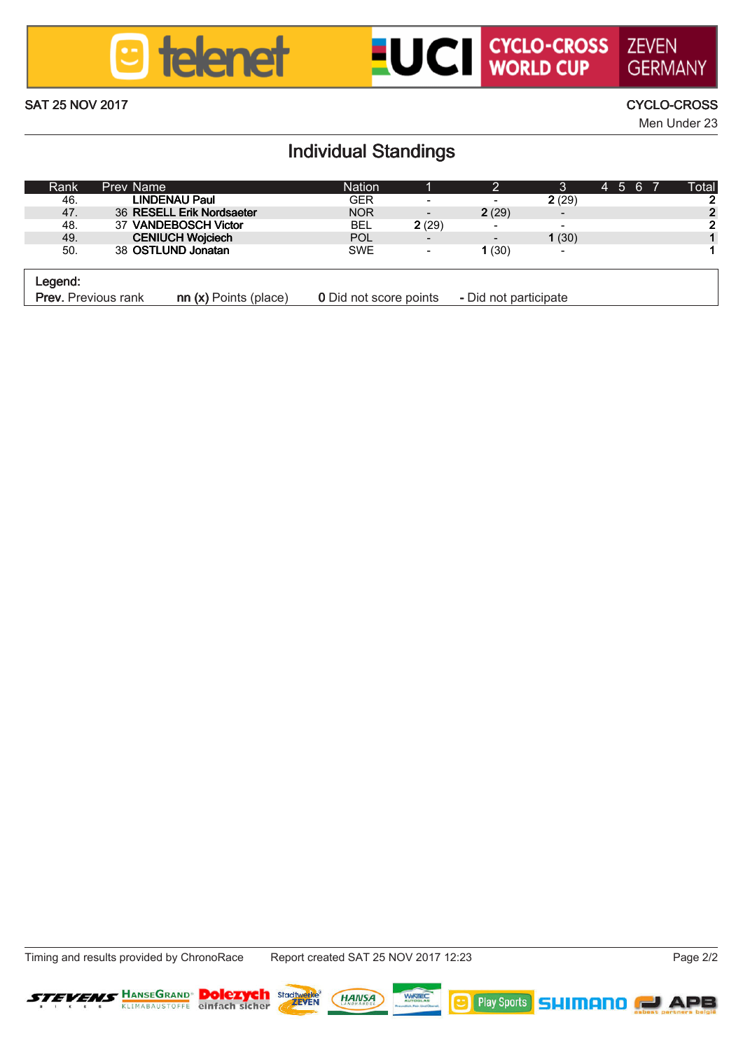SAT 25 NOV 2017

CYCLO-CROSS

Men Under 23

## Individual Standings

| Rank | Prev | Name | Nation | 1 | 2 | 3 | 4 | 5 | 6 | 7 | Total |
|---|---|---|---|---|---|---|---|---|---|---|---|
| 46. | | **LINDENAU Paul** | GER | - | - | **2** (29) | | | | | **2** |
| 47. | 36 | **RESELL Erik Nordsaeter** | NOR | - | **2** (29) | - | | | | | **2** |
| 48. | 37 | **VANDEBOSCH Victor** | BEL | **2** (29) | - | - | | | | | **2** |
| 49. | | **CENIUCH Wojciech** | POL | - | - | **1** (30) | | | | | **1** |
| 50. | 38 | **OSTLUND Jonatan** | SWE | - | **1** (30) | - | | | | | **1** |

Legend:
**Prev.** Previous rank   **nn (x)** Points (place)   **0** Did not score points   **-** Did not participate

Timing and results provided by ChronoRace   Report created SAT 25 NOV 2017 12:23